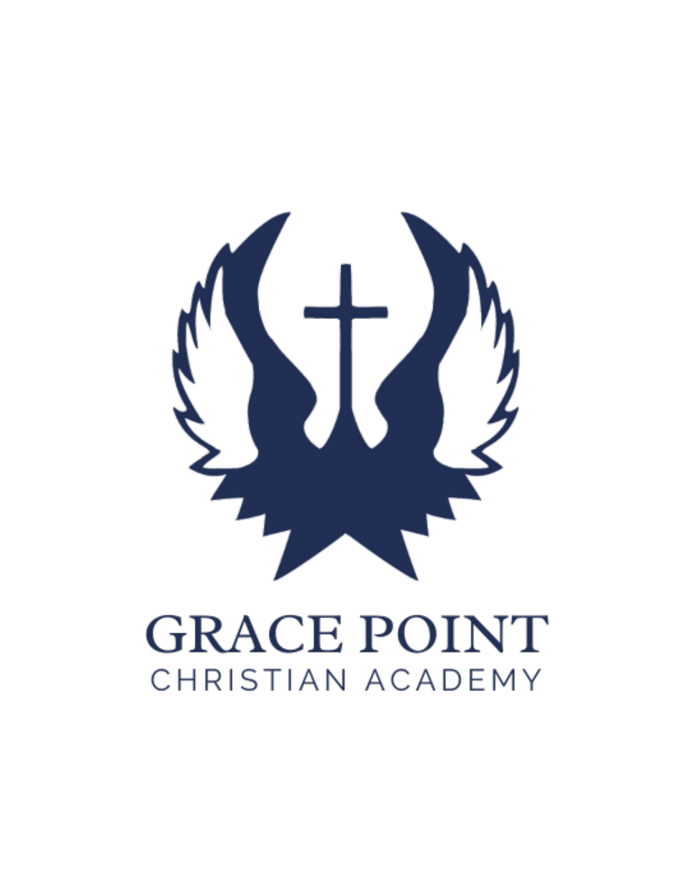# GRACE POINT

CHRISTIAN ACADEMY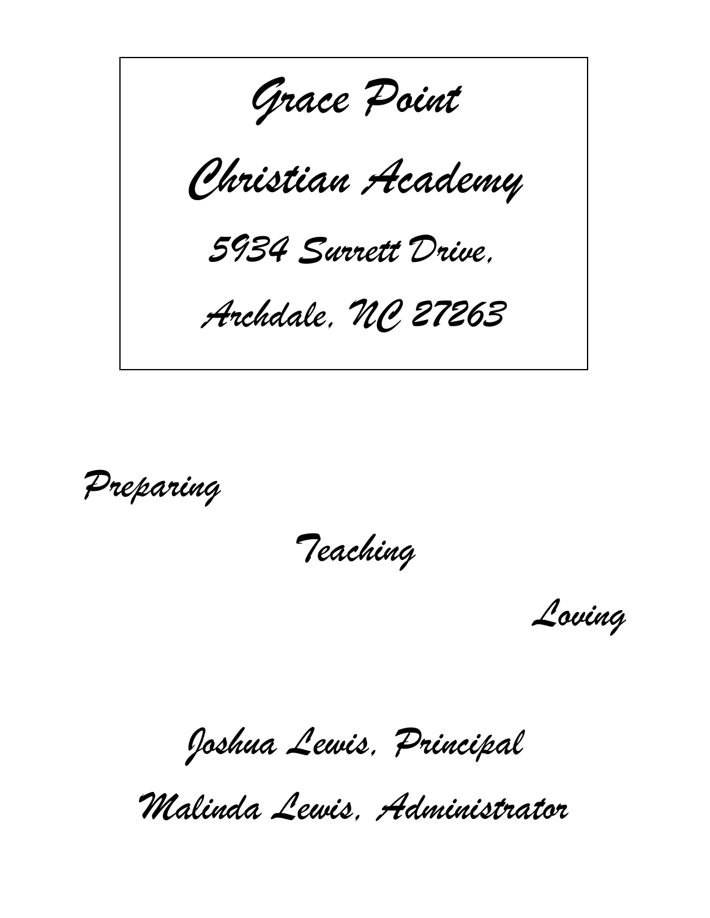# Grace Point

# Christian Academy

5934 Surrett Drive,

Archdale, NC 27263

*Preparing*

*Teaching*

*Loving*

Joshua Lewis, Principal

Malinda Lewis, Administrator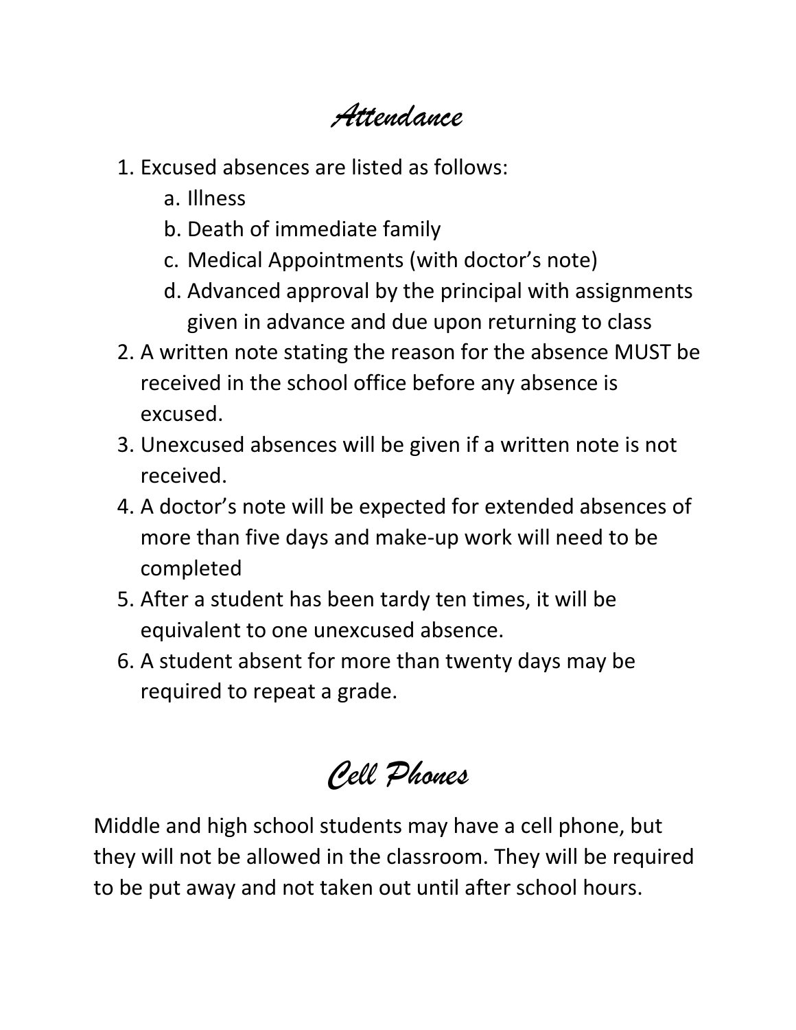# Attendance

1. Excused absences are listed as follows:
    a. Illness
    b. Death of immediate family
    c. Medical Appointments (with doctor's note)
    d. Advanced approval by the principal with assignments given in advance and due upon returning to class
2. A written note stating the reason for the absence MUST be received in the school office before any absence is excused.
3. Unexcused absences will be given if a written note is not received.
4. A doctor's note will be expected for extended absences of more than five days and make-up work will need to be completed
5. After a student has been tardy ten times, it will be equivalent to one unexcused absence.
6. A student absent for more than twenty days may be required to repeat a grade.

# Cell Phones

Middle and high school students may have a cell phone, but they will not be allowed in the classroom. They will be required to be put away and not taken out until after school hours.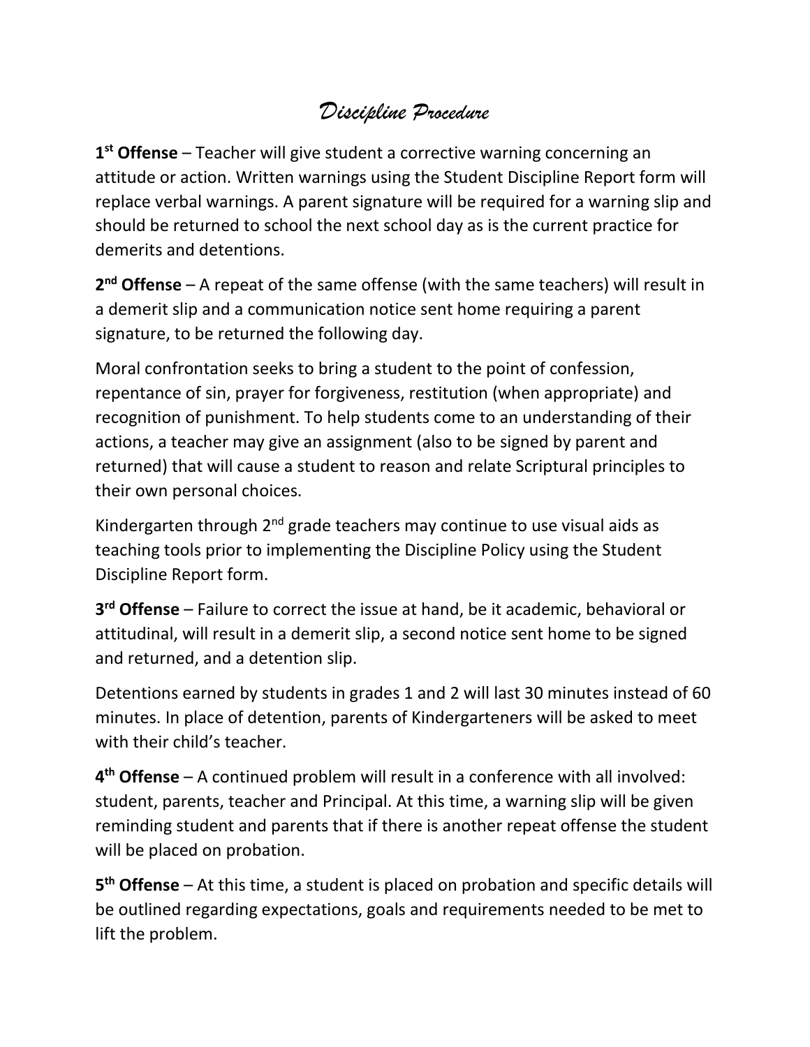# *Discipline Procedure*

**1st Offense** – Teacher will give student a corrective warning concerning an attitude or action. Written warnings using the Student Discipline Report form will replace verbal warnings. A parent signature will be required for a warning slip and should be returned to school the next school day as is the current practice for demerits and detentions.

**2nd Offense** – A repeat of the same offense (with the same teachers) will result in a demerit slip and a communication notice sent home requiring a parent signature, to be returned the following day.

Moral confrontation seeks to bring a student to the point of confession, repentance of sin, prayer for forgiveness, restitution (when appropriate) and recognition of punishment. To help students come to an understanding of their actions, a teacher may give an assignment (also to be signed by parent and returned) that will cause a student to reason and relate Scriptural principles to their own personal choices.

Kindergarten through 2nd grade teachers may continue to use visual aids as teaching tools prior to implementing the Discipline Policy using the Student Discipline Report form.

**3rd Offense** – Failure to correct the issue at hand, be it academic, behavioral or attitudinal, will result in a demerit slip, a second notice sent home to be signed and returned, and a detention slip.

Detentions earned by students in grades 1 and 2 will last 30 minutes instead of 60 minutes. In place of detention, parents of Kindergarteners will be asked to meet with their child's teacher.

**4th Offense** – A continued problem will result in a conference with all involved: student, parents, teacher and Principal. At this time, a warning slip will be given reminding student and parents that if there is another repeat offense the student will be placed on probation.

**5th Offense** – At this time, a student is placed on probation and specific details will be outlined regarding expectations, goals and requirements needed to be met to lift the problem.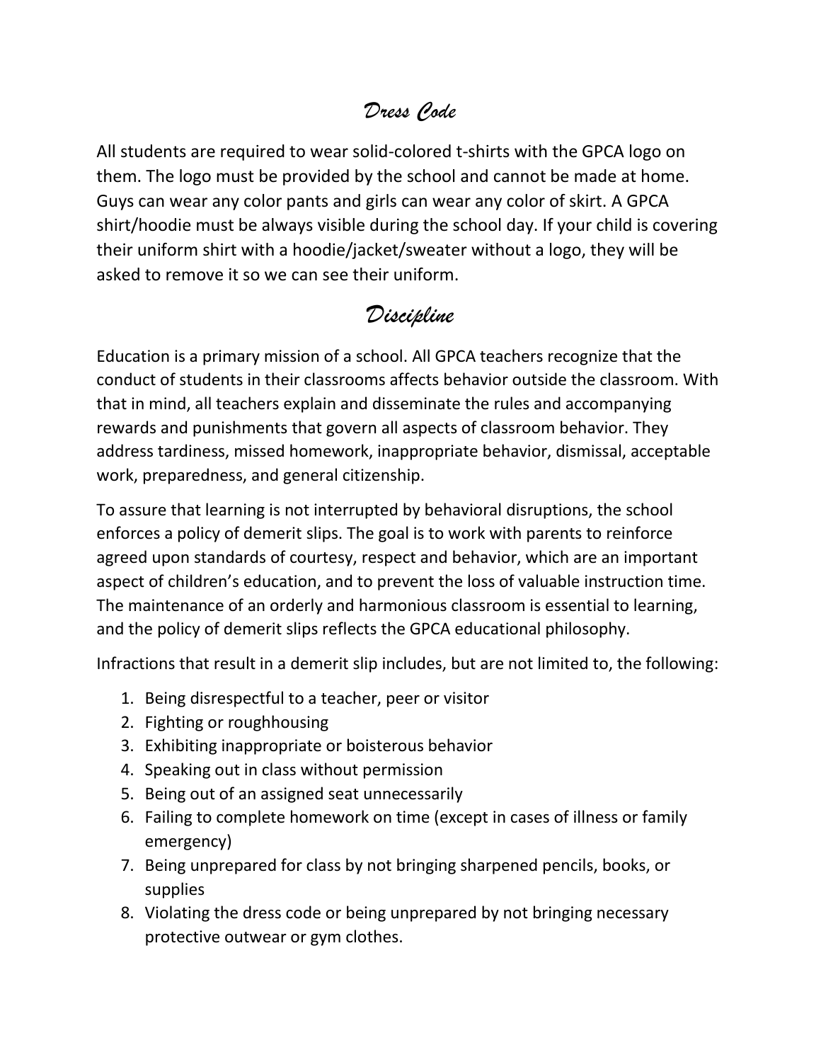# *Dress Code*

All students are required to wear solid-colored t-shirts with the GPCA logo on them. The logo must be provided by the school and cannot be made at home. Guys can wear any color pants and girls can wear any color of skirt. A GPCA shirt/hoodie must be always visible during the school day. If your child is covering their uniform shirt with a hoodie/jacket/sweater without a logo, they will be asked to remove it so we can see their uniform.

# *Discipline*

Education is a primary mission of a school. All GPCA teachers recognize that the conduct of students in their classrooms affects behavior outside the classroom. With that in mind, all teachers explain and disseminate the rules and accompanying rewards and punishments that govern all aspects of classroom behavior. They address tardiness, missed homework, inappropriate behavior, dismissal, acceptable work, preparedness, and general citizenship.

To assure that learning is not interrupted by behavioral disruptions, the school enforces a policy of demerit slips. The goal is to work with parents to reinforce agreed upon standards of courtesy, respect and behavior, which are an important aspect of children's education, and to prevent the loss of valuable instruction time. The maintenance of an orderly and harmonious classroom is essential to learning, and the policy of demerit slips reflects the GPCA educational philosophy.

Infractions that result in a demerit slip includes, but are not limited to, the following:

1. Being disrespectful to a teacher, peer or visitor
2. Fighting or roughhousing
3. Exhibiting inappropriate or boisterous behavior
4. Speaking out in class without permission
5. Being out of an assigned seat unnecessarily
6. Failing to complete homework on time (except in cases of illness or family emergency)
7. Being unprepared for class by not bringing sharpened pencils, books, or supplies
8. Violating the dress code or being unprepared by not bringing necessary protective outwear or gym clothes.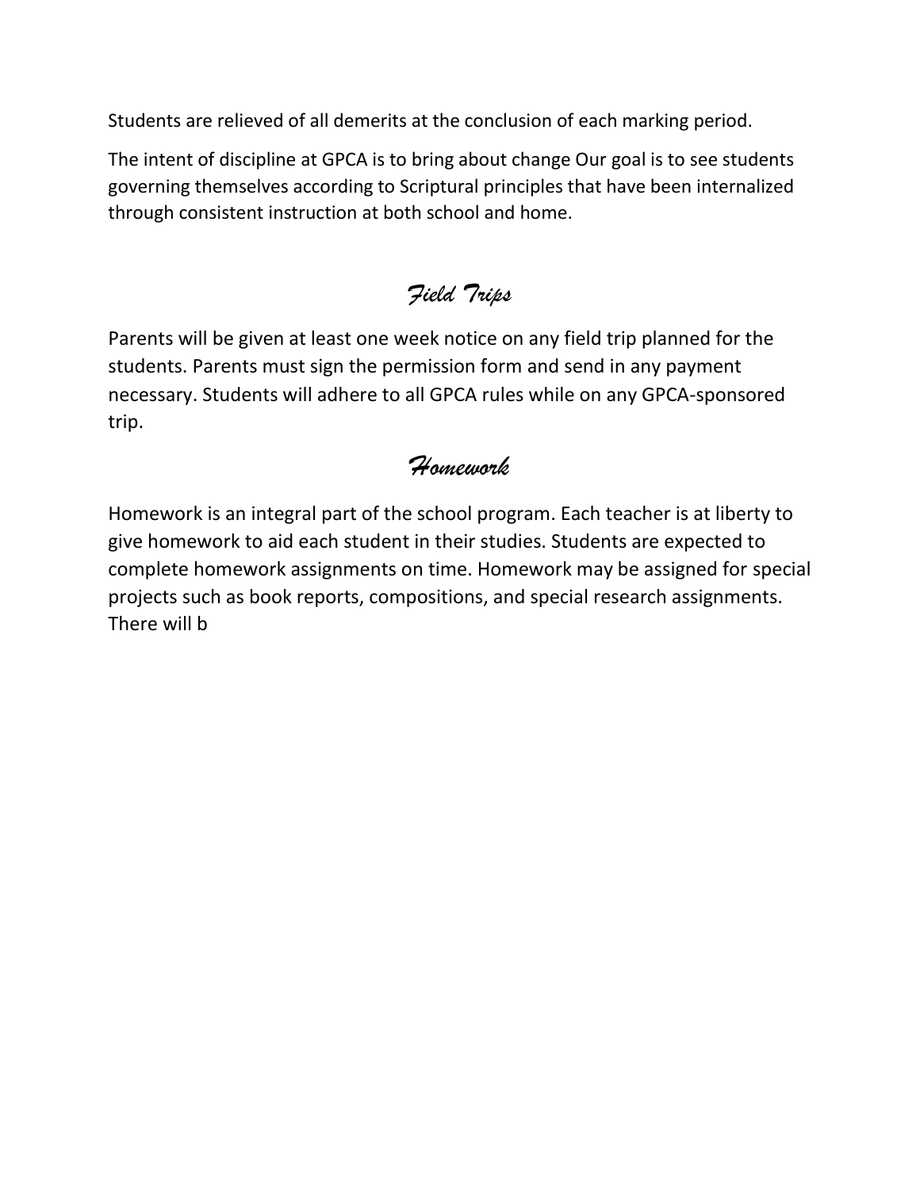Students are relieved of all demerits at the conclusion of each marking period.

The intent of discipline at GPCA is to bring about change Our goal is to see students governing themselves according to Scriptural principles that have been internalized through consistent instruction at both school and home.

## *Field Trips*

Parents will be given at least one week notice on any field trip planned for the students. Parents must sign the permission form and send in any payment necessary. Students will adhere to all GPCA rules while on any GPCA-sponsored trip.

## *Homework*

Homework is an integral part of the school program. Each teacher is at liberty to give homework to aid each student in their studies. Students are expected to complete homework assignments on time. Homework may be assigned for special projects such as book reports, compositions, and special research assignments. There will b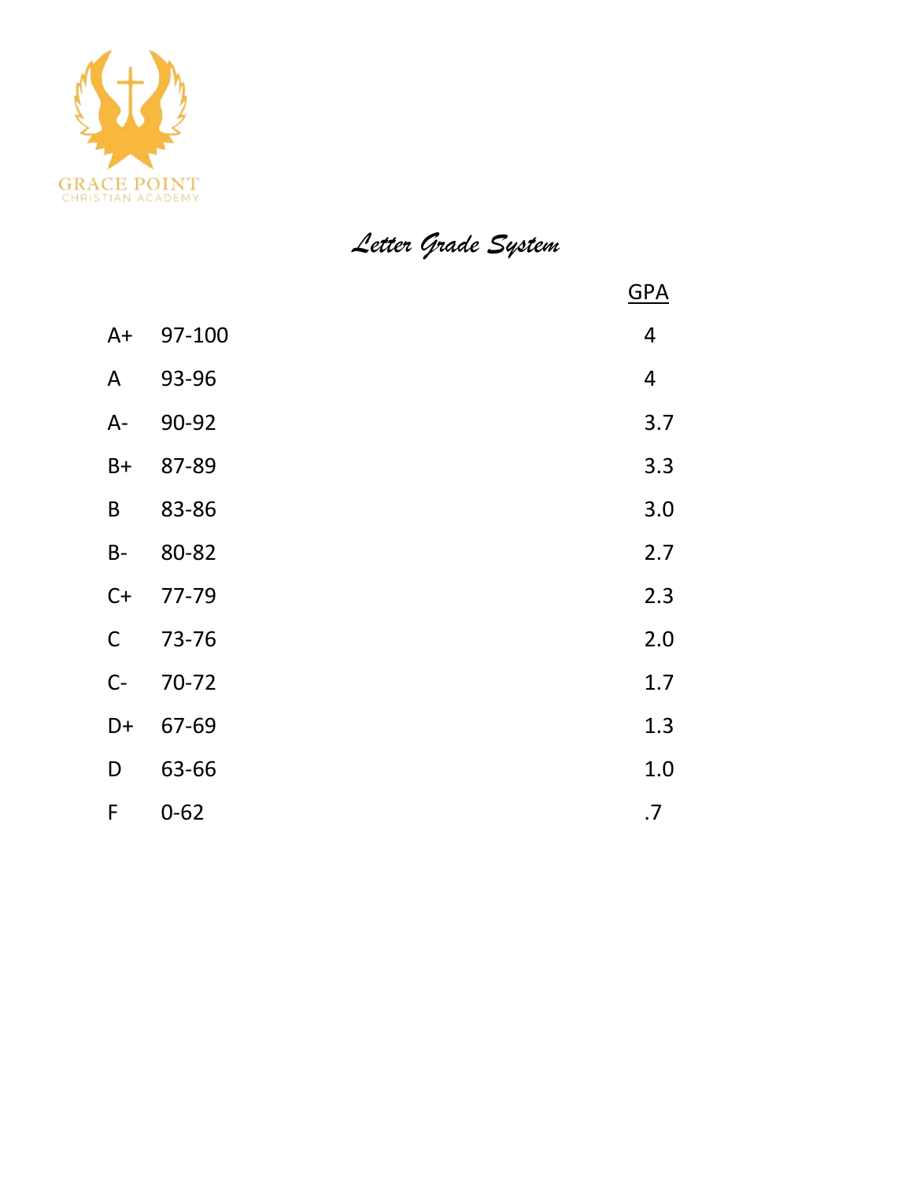GRACE POINT
CHRISTIAN ACADEMY

# *Letter Grade System*

| | | GPA |
|---|---|---|
| A+ | 97-100 | 4 |
| A | 93-96 | 4 |
| A- | 90-92 | 3.7 |
| B+ | 87-89 | 3.3 |
| B | 83-86 | 3.0 |
| B- | 80-82 | 2.7 |
| C+ | 77-79 | 2.3 |
| C | 73-76 | 2.0 |
| C- | 70-72 | 1.7 |
| D+ | 67-69 | 1.3 |
| D | 63-66 | 1.0 |
| F | 0-62 | .7 |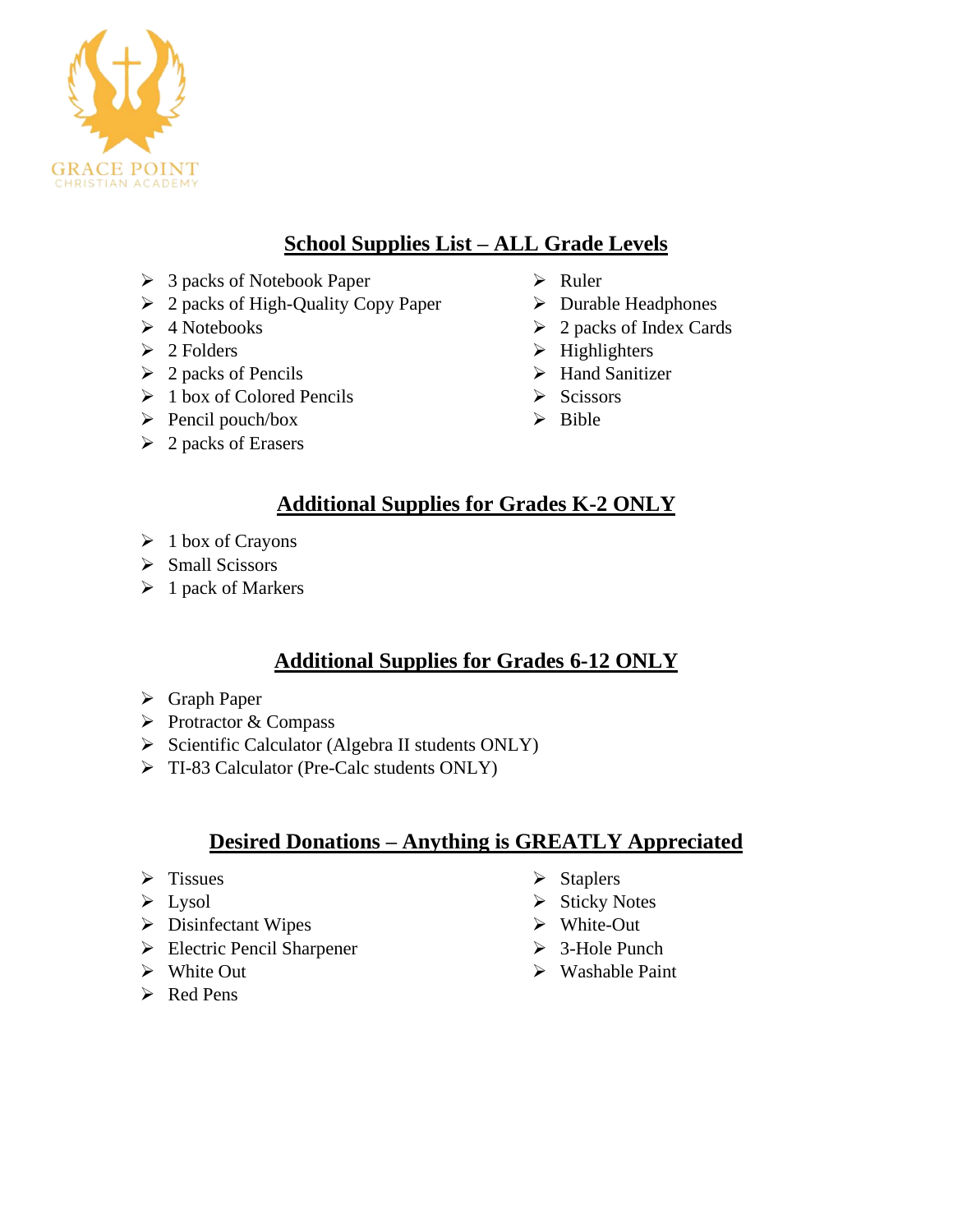GRACE POINT
CHRISTIAN ACADEMY

## School Supplies List – ALL Grade Levels

- 3 packs of Notebook Paper
- 2 packs of High-Quality Copy Paper
- 4 Notebooks
- 2 Folders
- 2 packs of Pencils
- 1 box of Colored Pencils
- Pencil pouch/box
- 2 packs of Erasers
- Ruler
- Durable Headphones
- 2 packs of Index Cards
- Highlighters
- Hand Sanitizer
- Scissors
- Bible

## Additional Supplies for Grades K-2 ONLY

- 1 box of Crayons
- Small Scissors
- 1 pack of Markers

## Additional Supplies for Grades 6-12 ONLY

- Graph Paper
- Protractor & Compass
- Scientific Calculator (Algebra II students ONLY)
- TI-83 Calculator (Pre-Calc students ONLY)

## Desired Donations – Anything is GREATLY Appreciated

- Tissues
- Lysol
- Disinfectant Wipes
- Electric Pencil Sharpener
- White Out
- Red Pens
- Staplers
- Sticky Notes
- White-Out
- 3-Hole Punch
- Washable Paint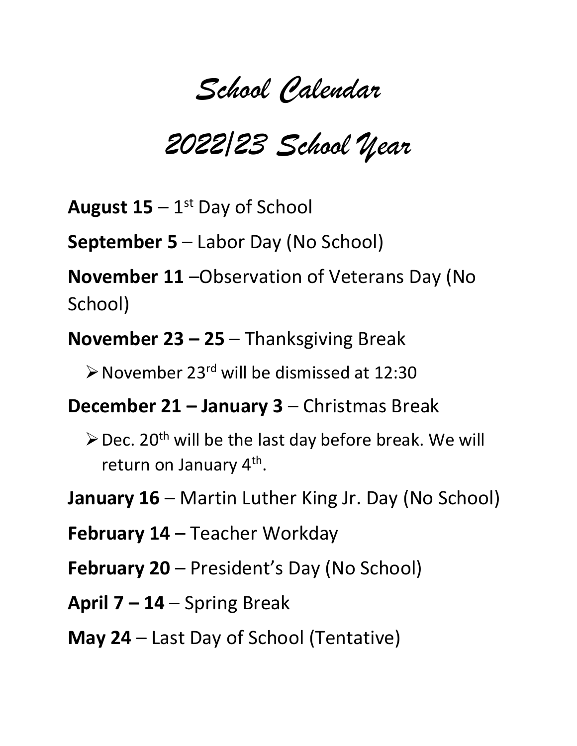# *School Calendar*

# *2022/23 School Year*

**August 15** – 1st Day of School

**September 5** – Labor Day (No School)

**November 11** –Observation of Veterans Day (No School)

**November 23 – 25** – Thanksgiving Break

- November 23rd will be dismissed at 12:30

**December 21 – January 3** – Christmas Break

- Dec. 20th will be the last day before break. We will return on January 4th.

**January 16** – Martin Luther King Jr. Day (No School)

**February 14** – Teacher Workday

**February 20** – President's Day (No School)

**April 7 – 14** – Spring Break

**May 24** – Last Day of School (Tentative)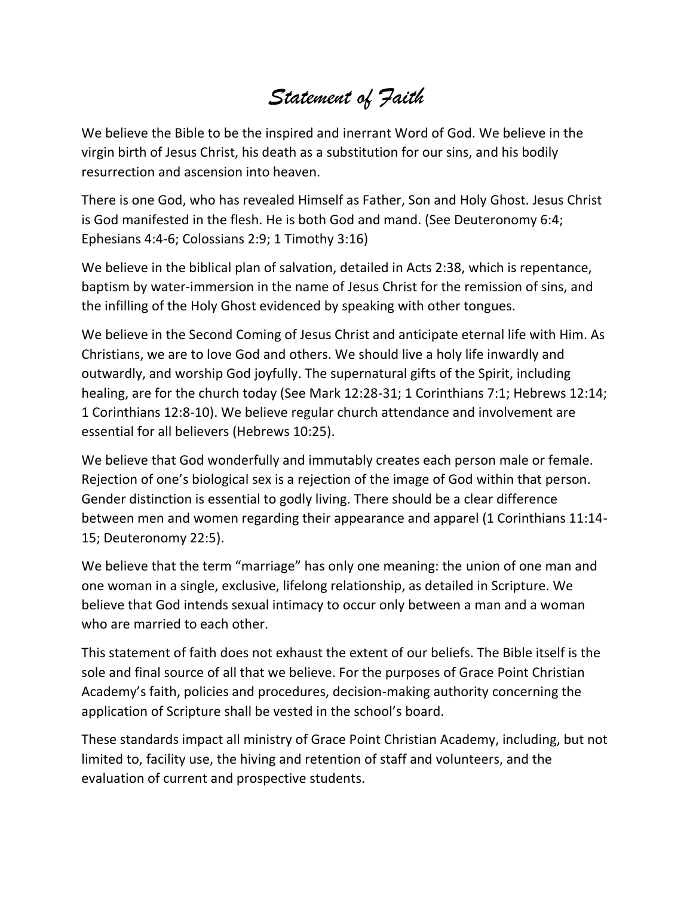# *Statement of Faith*

We believe the Bible to be the inspired and inerrant Word of God. We believe in the virgin birth of Jesus Christ, his death as a substitution for our sins, and his bodily resurrection and ascension into heaven.

There is one God, who has revealed Himself as Father, Son and Holy Ghost. Jesus Christ is God manifested in the flesh. He is both God and mand. (See Deuteronomy 6:4; Ephesians 4:4-6; Colossians 2:9; 1 Timothy 3:16)

We believe in the biblical plan of salvation, detailed in Acts 2:38, which is repentance, baptism by water-immersion in the name of Jesus Christ for the remission of sins, and the infilling of the Holy Ghost evidenced by speaking with other tongues.

We believe in the Second Coming of Jesus Christ and anticipate eternal life with Him. As Christians, we are to love God and others. We should live a holy life inwardly and outwardly, and worship God joyfully. The supernatural gifts of the Spirit, including healing, are for the church today (See Mark 12:28-31; 1 Corinthians 7:1; Hebrews 12:14; 1 Corinthians 12:8-10). We believe regular church attendance and involvement are essential for all believers (Hebrews 10:25).

We believe that God wonderfully and immutably creates each person male or female. Rejection of one's biological sex is a rejection of the image of God within that person. Gender distinction is essential to godly living. There should be a clear difference between men and women regarding their appearance and apparel (1 Corinthians 11:14-15; Deuteronomy 22:5).

We believe that the term "marriage" has only one meaning: the union of one man and one woman in a single, exclusive, lifelong relationship, as detailed in Scripture. We believe that God intends sexual intimacy to occur only between a man and a woman who are married to each other.

This statement of faith does not exhaust the extent of our beliefs. The Bible itself is the sole and final source of all that we believe. For the purposes of Grace Point Christian Academy's faith, policies and procedures, decision-making authority concerning the application of Scripture shall be vested in the school's board.

These standards impact all ministry of Grace Point Christian Academy, including, but not limited to, facility use, the hiving and retention of staff and volunteers, and the evaluation of current and prospective students.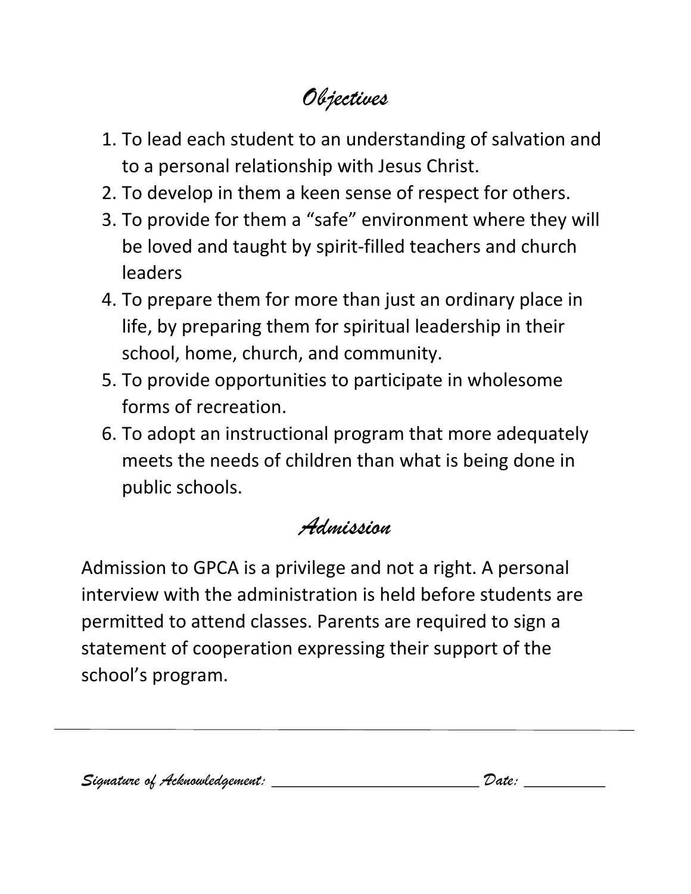## *Objectives*

1. To lead each student to an understanding of salvation and to a personal relationship with Jesus Christ.
2. To develop in them a keen sense of respect for others.
3. To provide for them a “safe” environment where they will be loved and taught by spirit-filled teachers and church leaders
4. To prepare them for more than just an ordinary place in life, by preparing them for spiritual leadership in their school, home, church, and community.
5. To provide opportunities to participate in wholesome forms of recreation.
6. To adopt an instructional program that more adequately meets the needs of children than what is being done in public schools.

## *Admission*

Admission to GPCA is a privilege and not a right. A personal interview with the administration is held before students are permitted to attend classes. Parents are required to sign a statement of cooperation expressing their support of the school’s program.

---

*Signature of Acknowledgement:* ___________________________ *Date:* __________